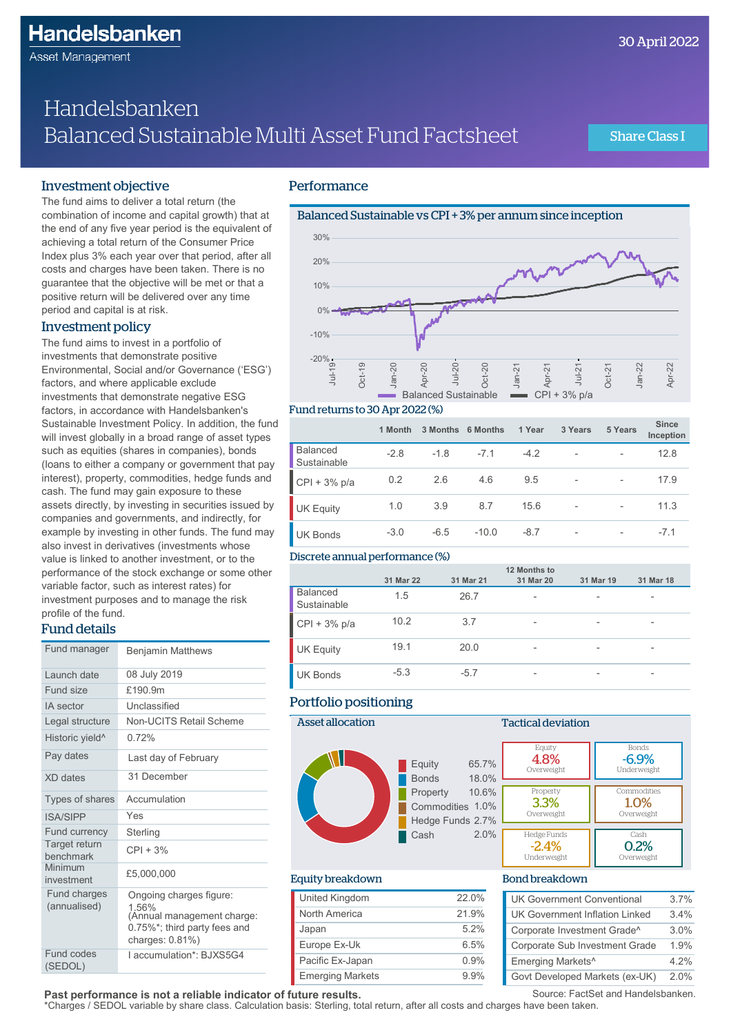Handelsbanken Asset Management

30 April 2022

# Handelsbanken Balanced Sustainable Multi Asset Fund Factsheet

Share Class I

## Investment objective

The fund aims to deliver a total return (the combination of income and capital growth) that at the end of any five year period is the equivalent of achieving a total return of the Consumer Price Index plus 3% each year over that period, after all costs and charges have been taken. There is no guarantee that the objective will be met or that a positive return will be delivered over any time period and capital is at risk.

## Investment policy

The fund aims to invest in a portfolio of investments that demonstrate positive Environmental, Social and/or Governance ('ESG') factors, and where applicable exclude investments that demonstrate negative ESG factors, in accordance with Handelsbanken's Sustainable Investment Policy. In addition, the fund will invest globally in a broad range of asset types such as equities (shares in companies), bonds (loans to either a company or government that pay interest), property, commodities, hedge funds and cash. The fund may gain exposure to these assets directly, by investing in securities issued by companies and governments, and indirectly, for example by investing in other funds. The fund may also invest in derivatives (investments whose value is linked to another investment, or to the performance of the stock exchange or some other variable factor, such as interest rates) for investment purposes and to manage the risk profile of the fund.

## Fund details

| | |
|---|---|
| Fund manager | Benjamin Matthews |
| Launch date | 08 July 2019 |
| Fund size | £190.9m |
| IA sector | Unclassified |
| Legal structure | Non-UCITS Retail Scheme |
| Historic yield^ | 0.72% |
| Pay dates | Last day of February |
| XD dates | 31 December |
| Types of shares | Accumulation |
| ISA/SIPP | Yes |
| Fund currency | Sterling |
| Target return benchmark | CPI + 3% |
| Minimum investment | £5,000,000 |
| Fund charges (annualised) | Ongoing charges figure: 1.56% (Annual management charge: 0.75%*; third party fees and charges: 0.81%) |
| Fund codes (SEDOL) | I accumulation*: BJXS5G4 |

## Performance

### Balanced Sustainable vs CPI + 3% per annum since inception

Chart axis: -20% to 30%; Jul-19 to Apr-22. Legend: Balanced Sustainable, CPI + 3% p/a

### Fund returns to 30 Apr 2022 (%)

| | 1 Month | 3 Months | 6 Months | 1 Year | 3 Years | 5 Years | Since Inception |
|---|---|---|---|---|---|---|---|
| Balanced Sustainable | -2.8 | -1.8 | -7.1 | -4.2 | - | - | 12.8 |
| CPI + 3% p/a | 0.2 | 2.6 | 4.6 | 9.5 | - | - | 17.9 |
| UK Equity | 1.0 | 3.9 | 8.7 | 15.6 | - | - | 11.3 |
| UK Bonds | -3.0 | -6.5 | -10.0 | -8.7 | - | - | -7.1 |

### Discrete annual performance (%)

| 12 Months to | 31 Mar 22 | 31 Mar 21 | 31 Mar 20 | 31 Mar 19 | 31 Mar 18 |
|---|---|---|---|---|---|
| Balanced Sustainable | 1.5 | 26.7 | - | - | - |
| CPI + 3% p/a | 10.2 | 3.7 | - | - | - |
| UK Equity | 19.1 | 20.0 | - | - | - |
| UK Bonds | -5.3 | -5.7 | - | - | - |

## Portfolio positioning

### Asset allocation

| Asset | % |
|---|---|
| Equity | 65.7% |
| Bonds | 18.0% |
| Property | 10.6% |
| Commodities | 1.0% |
| Hedge Funds | 2.7% |
| Cash | 2.0% |

### Tactical deviation

| Asset | Deviation | Position |
|---|---|---|
| Equity | 4.8% | Overweight |
| Bonds | -6.9% | Underweight |
| Property | 3.3% | Overweight |
| Commodities | 1.0% | Overweight |
| Hedge Funds | -2.4% | Underweight |
| Cash | 0.2% | Overweight |

### Equity breakdown

| | |
|---|---|
| United Kingdom | 22.0% |
| North America | 21.9% |
| Japan | 5.2% |
| Europe Ex-Uk | 6.5% |
| Pacific Ex-Japan | 0.9% |
| Emerging Markets | 9.9% |

### Bond breakdown

| | |
|---|---|
| UK Government Conventional | 3.7% |
| UK Government Inflation Linked | 3.4% |
| Corporate Investment Grade^ | 3.0% |
| Corporate Sub Investment Grade | 1.9% |
| Emerging Markets^ | 4.2% |
| Govt Developed Markets (ex-UK) | 2.0% |

**Past performance is not a reliable indicator of future results.** Source: FactSet and Handelsbanken.

*Charges / SEDOL variable by share class. Calculation basis: Sterling, total return, after all costs and charges have been taken.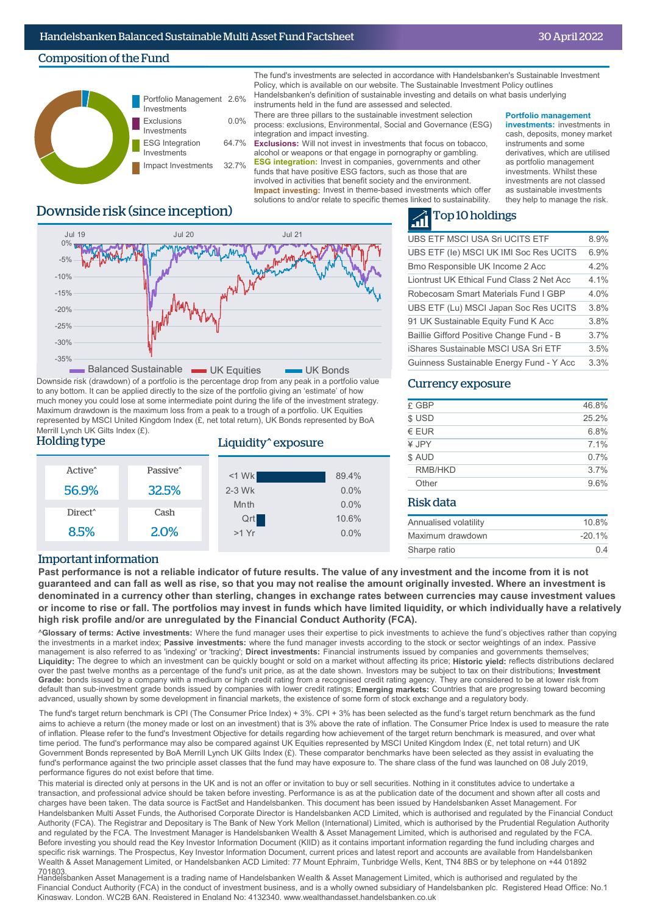## Composition of the Fund

Portfolio Management Investments 2.6%
Exclusions Investments 0.0%
ESG Integration Investments 64.7%
Impact Investments 32.7%

The fund's investments are selected in accordance with Handelsbanken's Sustainable Investment Policy, which is available on our website. The Sustainable Investment Policy outlines Handelsbanken's definition of sustainable investing and details on what basis underlying instruments held in the fund are assessed and selected.

There are three pillars to the sustainable investment selection process: exclusions, Environmental, Social and Governance (ESG) integration and impact investing.

**Exclusions:** Will not invest in investments that focus on tobacco, alcohol or weapons or that engage in pornography or gambling.

**ESG integration:** Invest in companies, governments and other funds that have positive ESG factors, such as those that are involved in activities that benefit society and the environment.

**Impact investing:** Invest in theme-based investments which offer solutions to and/or relate to specific themes linked to sustainability.

**Portfolio management investments:** investments in cash, deposits, money market instruments and some derivatives, which are utilised as portfolio management investments. Whilst these investments are not classed as sustainable investments they help to manage the risk.

## Downside risk (since inception)

Jul 19
Jul 20
Jul 21
0%
-5%
-10%
-15%
-20%
-25%
-30%
-35%
Balanced Sustainable
UK Equities
UK Bonds

Downside risk (drawdown) of a portfolio is the percentage drop from any peak in a portfolio value to any bottom. It can be applied directly to the size of the portfolio giving an 'estimate' of how much money you could lose at some intermediate point during the life of the investment strategy. Maximum drawdown is the maximum loss from a peak to a trough of a portfolio. UK Equities represented by MSCI United Kingdom Index (£, net total return), UK Bonds represented by BoA Merrill Lynch UK Gilts Index (£).

## Top 10 holdings

| | |
|---|---|
| UBS ETF MSCI USA Sri UCITS ETF | 8.9% |
| UBS ETF (Ie) MSCI UK IMI Soc Res UCITS | 6.9% |
| Bmo Responsible UK Income 2 Acc | 4.2% |
| Liontrust UK Ethical Fund Class 2 Net Acc | 4.1% |
| Robecosam Smart Materials Fund I GBP | 4.0% |
| UBS ETF (Lu) MSCI Japan Soc Res UCITS | 3.8% |
| 91 UK Sustainable Equity Fund K Acc | 3.8% |
| Baillie Gifford Positive Change Fund - B | 3.7% |
| iShares Sustainable MSCI USA Sri ETF | 3.5% |
| Guinness Sustainable Energy Fund - Y Acc | 3.3% |

## Currency exposure

| | |
|---|---|
| £ GBP | 46.8% |
| $ USD | 25.2% |
| € EUR | 6.8% |
| ¥ JPY | 7.1% |
| $ AUD | 0.7% |
| RMB/HKD | 3.7% |
| Other | 9.6% |

## Risk data

| | |
|---|---|
| Annualised volatility | 10.8% |
| Maximum drawdown | -20.1% |
| Sharpe ratio | 0.4 |

## Holding type

| | |
|---|---|
| Active^ | Passive^ |
| 56.9% | 32.5% |
| Direct^ | Cash |
| 8.5% | 2.0% |

## Liquidity^ exposure

<1 Wk 89.4%
2-3 Wk 0.0%
Mnth 0.0%
Qrt 10.6%
>1 Yr 0.0%

## Important information

**Past performance is not a reliable indicator of future results. The value of any investment and the income from it is not guaranteed and can fall as well as rise, so that you may not realise the amount originally invested. Where an investment is denominated in a currency other than sterling, changes in exchange rates between currencies may cause investment values or income to rise or fall. The portfolios may invest in funds which have limited liquidity, or which individually have a relatively high risk profile and/or are unregulated by the Financial Conduct Authority (FCA).**

^**Glossary of terms: Active investments:** Where the fund manager uses their expertise to pick investments to achieve the fund's objectives rather than copying the investments in a market index; **Passive investments:** where the fund manager invests according to the stock or sector weightings of an index. Passive management is also referred to as 'indexing' or 'tracking'; **Direct investments:** Financial instruments issued by companies and governments themselves; **Liquidity:** The degree to which an investment can be quickly bought or sold on a market without affecting its price; **Historic yield:** reflects distributions declared over the past twelve months as a percentage of the fund's unit price, as at the date shown. Investors may be subject to tax on their distributions; **Investment Grade:** bonds issued by a company with a medium or high credit rating from a recognised credit rating agency. They are considered to be at lower risk from default than sub-investment grade bonds issued by companies with lower credit ratings; **Emerging markets:** Countries that are progressing toward becoming advanced, usually shown by some development in financial markets, the existence of some form of stock exchange and a regulatory body.

The fund's target return benchmark is CPI (The Consumer Price Index) + 3%. CPI + 3% has been selected as the fund's target return benchmark as the fund aims to achieve a return (the money made or lost on an investment) that is 3% above the rate of inflation. The Consumer Price Index is used to measure the rate of inflation. Please refer to the fund's Investment Objective for details regarding how achievement of the target return benchmark is measured, and over what time period. The fund's performance may also be compared against UK Equities represented by MSCI United Kingdom Index (£, net total return) and UK Government Bonds represented by BoA Merrill Lynch UK Gilts Index (£). These comparator benchmarks have been selected as they assist in evaluating the fund's performance against the two principle asset classes that the fund may have exposure to. The share class of the fund was launched on 08 July 2019, performance figures do not exist before that time.

This material is directed only at persons in the UK and is not an offer or invitation to buy or sell securities. Nothing in it constitutes advice to undertake a transaction, and professional advice should be taken before investing. Performance is as at the publication date of the document and shown after all costs and charges have been taken. The data source is FactSet and Handelsbanken. This document has been issued by Handelsbanken Asset Management. For Handelsbanken Multi Asset Funds, the Authorised Corporate Director is Handelsbanken ACD Limited, which is authorised and regulated by the Financial Conduct Authority (FCA). The Registrar and Depositary is The Bank of New York Mellon (International) Limited, which is authorised by the Prudential Regulation Authority and regulated by the FCA. The Investment Manager is Handelsbanken Wealth & Asset Management Limited, which is authorised and regulated by the FCA. Before investing you should read the Key Investor Information Document (KIID) as it contains important information regarding the fund including charges and specific risk warnings. The Prospectus, Key Investor Information Document, current prices and latest report and accounts are available from Handelsbanken Wealth & Asset Management Limited, or Handelsbanken ACD Limited: 77 Mount Ephraim, Tunbridge Wells, Kent, TN4 8BS or by telephone on +44 01892 701803.

Handelsbanken Asset Management is a trading name of Handelsbanken Wealth & Asset Management Limited, which is authorised and regulated by the Financial Conduct Authority (FCA) in the conduct of investment business, and is a wholly owned subsidiary of Handelsbanken plc. Registered Head Office: No.1 Kingsway, London, WC2B 6AN. Registered in England No: 4132340. www.wealthandasset.handelsbanken.co.uk